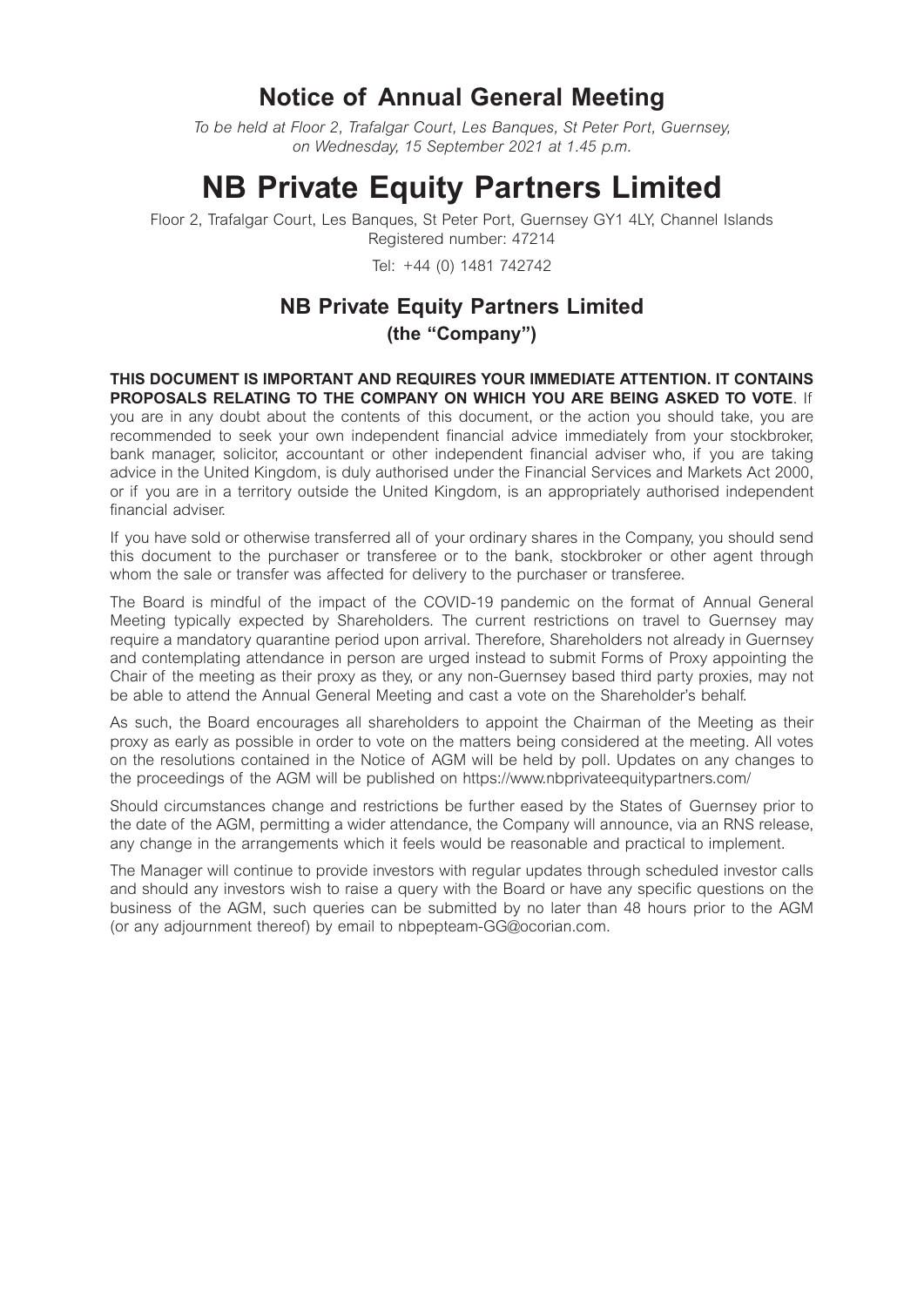# Notice of Annual General Meeting

*To be held at Floor 2, Trafalgar Court, Les Banques, St Peter Port, Guernsey, on Wednesday, 15 September 2021 at 1.45 p.m.*

# NB Private Equity Partners Limited

Floor 2, Trafalgar Court, Les Banques, St Peter Port, Guernsey GY1 4LY, Channel Islands
Registered number: 47214

Tel: +44 (0) 1481 742742

## NB Private Equity Partners Limited
## (the "Company")

**THIS DOCUMENT IS IMPORTANT AND REQUIRES YOUR IMMEDIATE ATTENTION. IT CONTAINS PROPOSALS RELATING TO THE COMPANY ON WHICH YOU ARE BEING ASKED TO VOTE**. If you are in any doubt about the contents of this document, or the action you should take, you are recommended to seek your own independent financial advice immediately from your stockbroker, bank manager, solicitor, accountant or other independent financial adviser who, if you are taking advice in the United Kingdom, is duly authorised under the Financial Services and Markets Act 2000, or if you are in a territory outside the United Kingdom, is an appropriately authorised independent financial adviser.

If you have sold or otherwise transferred all of your ordinary shares in the Company, you should send this document to the purchaser or transferee or to the bank, stockbroker or other agent through whom the sale or transfer was affected for delivery to the purchaser or transferee.

The Board is mindful of the impact of the COVID-19 pandemic on the format of Annual General Meeting typically expected by Shareholders. The current restrictions on travel to Guernsey may require a mandatory quarantine period upon arrival. Therefore, Shareholders not already in Guernsey and contemplating attendance in person are urged instead to submit Forms of Proxy appointing the Chair of the meeting as their proxy as they, or any non-Guernsey based third party proxies, may not be able to attend the Annual General Meeting and cast a vote on the Shareholder's behalf.

As such, the Board encourages all shareholders to appoint the Chairman of the Meeting as their proxy as early as possible in order to vote on the matters being considered at the meeting. All votes on the resolutions contained in the Notice of AGM will be held by poll. Updates on any changes to the proceedings of the AGM will be published on https://www.nbprivateequitypartners.com/

Should circumstances change and restrictions be further eased by the States of Guernsey prior to the date of the AGM, permitting a wider attendance, the Company will announce, via an RNS release, any change in the arrangements which it feels would be reasonable and practical to implement.

The Manager will continue to provide investors with regular updates through scheduled investor calls and should any investors wish to raise a query with the Board or have any specific questions on the business of the AGM, such queries can be submitted by no later than 48 hours prior to the AGM (or any adjournment thereof) by email to nbpepteam-GG@ocorian.com.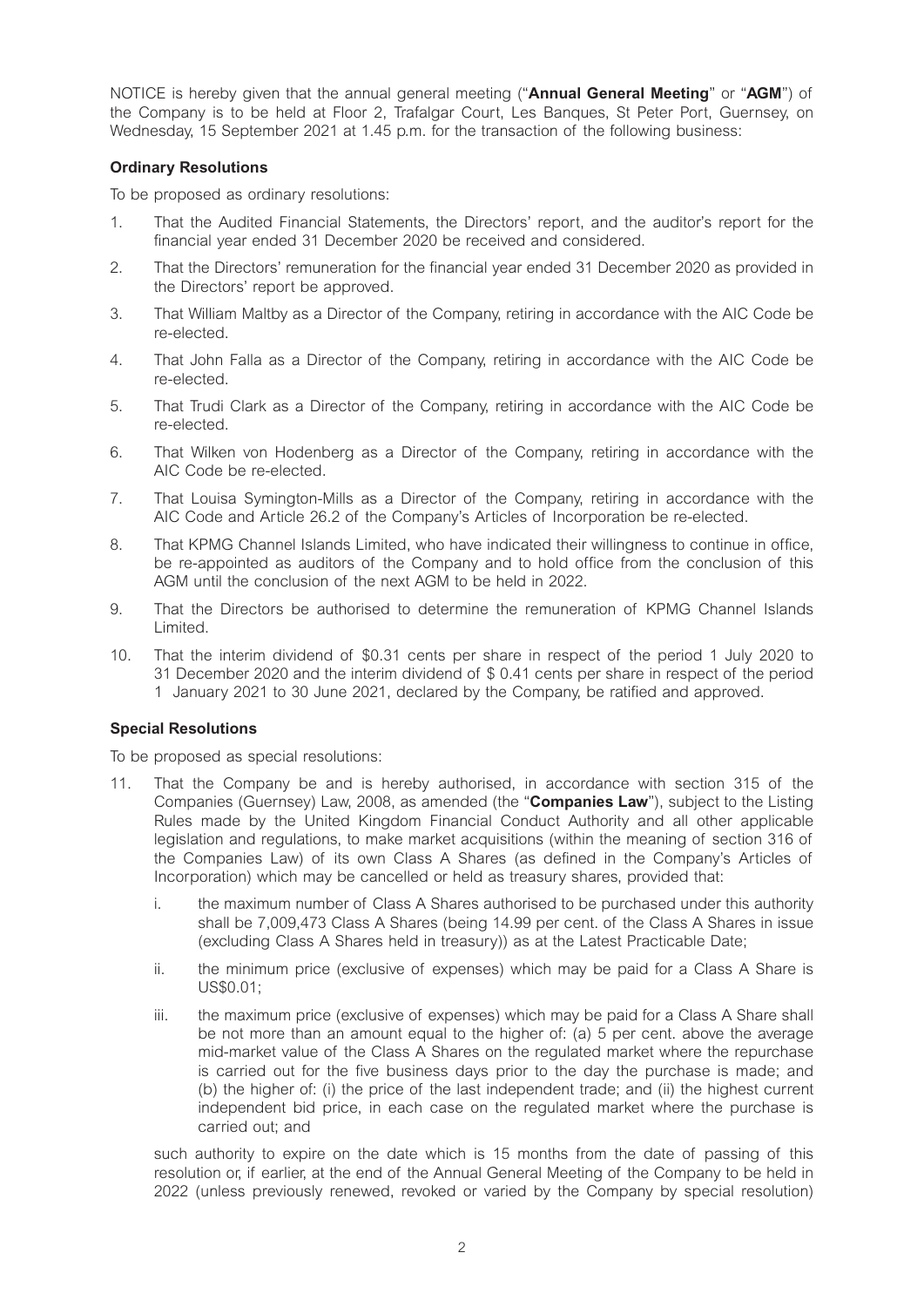NOTICE is hereby given that the annual general meeting ("**Annual General Meeting**" or "**AGM**") of the Company is to be held at Floor 2, Trafalgar Court, Les Banques, St Peter Port, Guernsey, on Wednesday, 15 September 2021 at 1.45 p.m. for the transaction of the following business:

**Ordinary Resolutions**

To be proposed as ordinary resolutions:

1. That the Audited Financial Statements, the Directors' report, and the auditor's report for the financial year ended 31 December 2020 be received and considered.
2. That the Directors' remuneration for the financial year ended 31 December 2020 as provided in the Directors' report be approved.
3. That William Maltby as a Director of the Company, retiring in accordance with the AIC Code be re-elected.
4. That John Falla as a Director of the Company, retiring in accordance with the AIC Code be re-elected.
5. That Trudi Clark as a Director of the Company, retiring in accordance with the AIC Code be re-elected.
6. That Wilken von Hodenberg as a Director of the Company, retiring in accordance with the AIC Code be re-elected.
7. That Louisa Symington-Mills as a Director of the Company, retiring in accordance with the AIC Code and Article 26.2 of the Company's Articles of Incorporation be re-elected.
8. That KPMG Channel Islands Limited, who have indicated their willingness to continue in office, be re-appointed as auditors of the Company and to hold office from the conclusion of this AGM until the conclusion of the next AGM to be held in 2022.
9. That the Directors be authorised to determine the remuneration of KPMG Channel Islands Limited.
10. That the interim dividend of $0.31 cents per share in respect of the period 1 July 2020 to 31 December 2020 and the interim dividend of $ 0.41 cents per share in respect of the period 1 January 2021 to 30 June 2021, declared by the Company, be ratified and approved.

**Special Resolutions**

To be proposed as special resolutions:

11. That the Company be and is hereby authorised, in accordance with section 315 of the Companies (Guernsey) Law, 2008, as amended (the "**Companies Law**"), subject to the Listing Rules made by the United Kingdom Financial Conduct Authority and all other applicable legislation and regulations, to make market acquisitions (within the meaning of section 316 of the Companies Law) of its own Class A Shares (as defined in the Company's Articles of Incorporation) which may be cancelled or held as treasury shares, provided that:

    i. the maximum number of Class A Shares authorised to be purchased under this authority shall be 7,009,473 Class A Shares (being 14.99 per cent. of the Class A Shares in issue (excluding Class A Shares held in treasury)) as at the Latest Practicable Date;

    ii. the minimum price (exclusive of expenses) which may be paid for a Class A Share is US$0.01;

    iii. the maximum price (exclusive of expenses) which may be paid for a Class A Share shall be not more than an amount equal to the higher of: (a) 5 per cent. above the average mid-market value of the Class A Shares on the regulated market where the repurchase is carried out for the five business days prior to the day the purchase is made; and (b) the higher of: (i) the price of the last independent trade; and (ii) the highest current independent bid price, in each case on the regulated market where the purchase is carried out; and

    such authority to expire on the date which is 15 months from the date of passing of this resolution or, if earlier, at the end of the Annual General Meeting of the Company to be held in 2022 (unless previously renewed, revoked or varied by the Company by special resolution)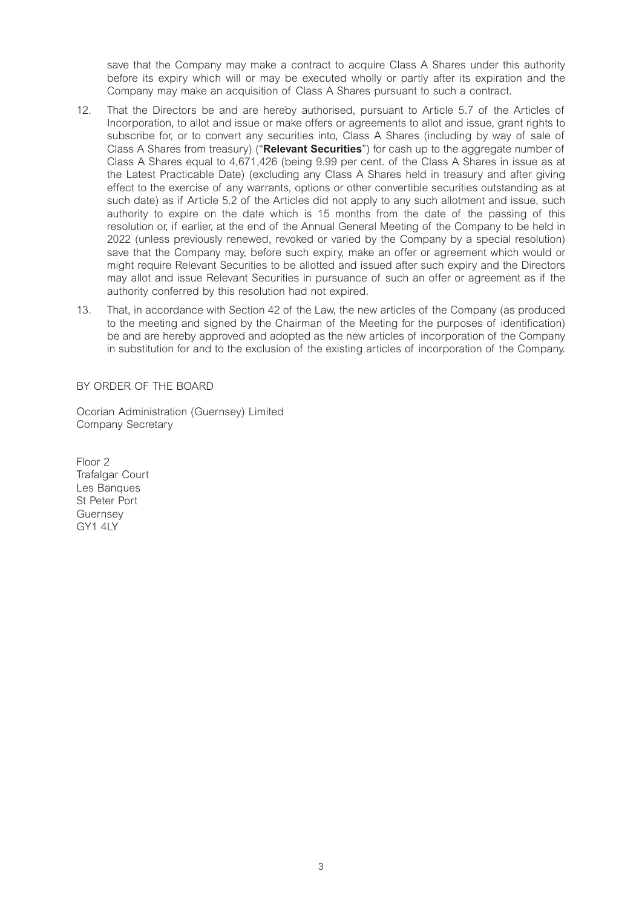save that the Company may make a contract to acquire Class A Shares under this authority before its expiry which will or may be executed wholly or partly after its expiration and the Company may make an acquisition of Class A Shares pursuant to such a contract.

12. That the Directors be and are hereby authorised, pursuant to Article 5.7 of the Articles of Incorporation, to allot and issue or make offers or agreements to allot and issue, grant rights to subscribe for, or to convert any securities into, Class A Shares (including by way of sale of Class A Shares from treasury) ("**Relevant Securities**") for cash up to the aggregate number of Class A Shares equal to 4,671,426 (being 9.99 per cent. of the Class A Shares in issue as at the Latest Practicable Date) (excluding any Class A Shares held in treasury and after giving effect to the exercise of any warrants, options or other convertible securities outstanding as at such date) as if Article 5.2 of the Articles did not apply to any such allotment and issue, such authority to expire on the date which is 15 months from the date of the passing of this resolution or, if earlier, at the end of the Annual General Meeting of the Company to be held in 2022 (unless previously renewed, revoked or varied by the Company by a special resolution) save that the Company may, before such expiry, make an offer or agreement which would or might require Relevant Securities to be allotted and issued after such expiry and the Directors may allot and issue Relevant Securities in pursuance of such an offer or agreement as if the authority conferred by this resolution had not expired.

13. That, in accordance with Section 42 of the Law, the new articles of the Company (as produced to the meeting and signed by the Chairman of the Meeting for the purposes of identification) be and are hereby approved and adopted as the new articles of incorporation of the Company in substitution for and to the exclusion of the existing articles of incorporation of the Company.

BY ORDER OF THE BOARD

Ocorian Administration (Guernsey) Limited
Company Secretary

Floor 2
Trafalgar Court
Les Banques
St Peter Port
Guernsey
GY1 4LY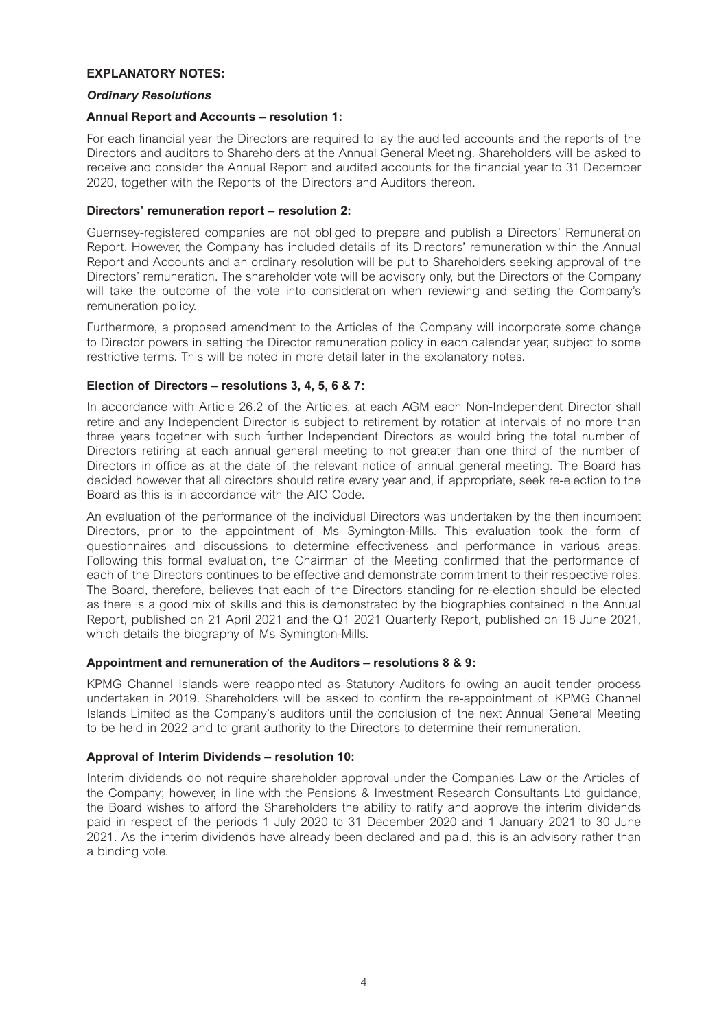**EXPLANATORY NOTES:**

***Ordinary Resolutions***

**Annual Report and Accounts – resolution 1:**

For each financial year the Directors are required to lay the audited accounts and the reports of the Directors and auditors to Shareholders at the Annual General Meeting. Shareholders will be asked to receive and consider the Annual Report and audited accounts for the financial year to 31 December 2020, together with the Reports of the Directors and Auditors thereon.

**Directors' remuneration report – resolution 2:**

Guernsey-registered companies are not obliged to prepare and publish a Directors' Remuneration Report. However, the Company has included details of its Directors' remuneration within the Annual Report and Accounts and an ordinary resolution will be put to Shareholders seeking approval of the Directors' remuneration. The shareholder vote will be advisory only, but the Directors of the Company will take the outcome of the vote into consideration when reviewing and setting the Company's remuneration policy.

Furthermore, a proposed amendment to the Articles of the Company will incorporate some change to Director powers in setting the Director remuneration policy in each calendar year, subject to some restrictive terms. This will be noted in more detail later in the explanatory notes.

**Election of Directors – resolutions 3, 4, 5, 6 & 7:**

In accordance with Article 26.2 of the Articles, at each AGM each Non-Independent Director shall retire and any Independent Director is subject to retirement by rotation at intervals of no more than three years together with such further Independent Directors as would bring the total number of Directors retiring at each annual general meeting to not greater than one third of the number of Directors in office as at the date of the relevant notice of annual general meeting. The Board has decided however that all directors should retire every year and, if appropriate, seek re-election to the Board as this is in accordance with the AIC Code.

An evaluation of the performance of the individual Directors was undertaken by the then incumbent Directors, prior to the appointment of Ms Symington-Mills. This evaluation took the form of questionnaires and discussions to determine effectiveness and performance in various areas. Following this formal evaluation, the Chairman of the Meeting confirmed that the performance of each of the Directors continues to be effective and demonstrate commitment to their respective roles. The Board, therefore, believes that each of the Directors standing for re-election should be elected as there is a good mix of skills and this is demonstrated by the biographies contained in the Annual Report, published on 21 April 2021 and the Q1 2021 Quarterly Report, published on 18 June 2021, which details the biography of Ms Symington-Mills.

**Appointment and remuneration of the Auditors – resolutions 8 & 9:**

KPMG Channel Islands were reappointed as Statutory Auditors following an audit tender process undertaken in 2019. Shareholders will be asked to confirm the re-appointment of KPMG Channel Islands Limited as the Company's auditors until the conclusion of the next Annual General Meeting to be held in 2022 and to grant authority to the Directors to determine their remuneration.

**Approval of Interim Dividends – resolution 10:**

Interim dividends do not require shareholder approval under the Companies Law or the Articles of the Company; however, in line with the Pensions & Investment Research Consultants Ltd guidance, the Board wishes to afford the Shareholders the ability to ratify and approve the interim dividends paid in respect of the periods 1 July 2020 to 31 December 2020 and 1 January 2021 to 30 June 2021. As the interim dividends have already been declared and paid, this is an advisory rather than a binding vote.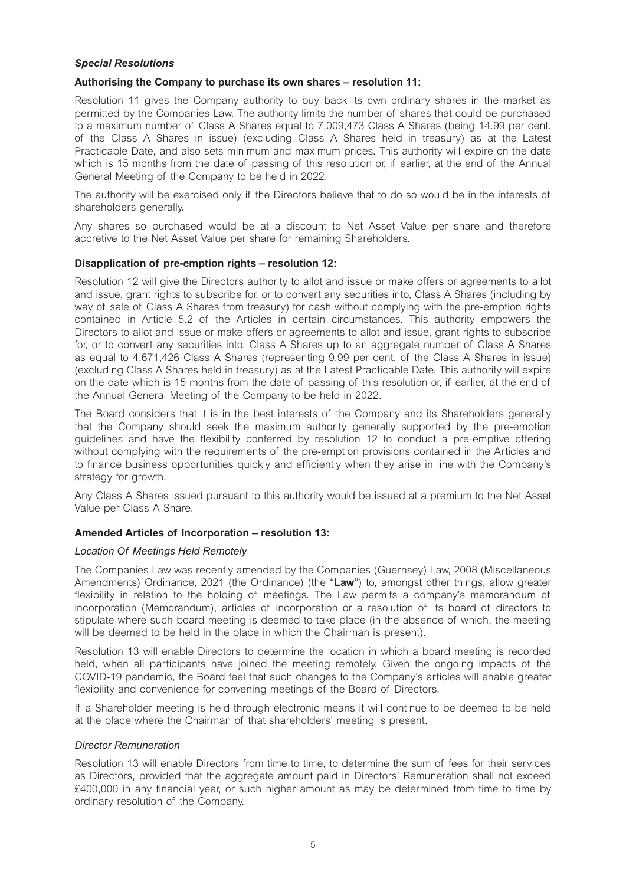### *Special Resolutions*

**Authorising the Company to purchase its own shares – resolution 11:**

Resolution 11 gives the Company authority to buy back its own ordinary shares in the market as permitted by the Companies Law. The authority limits the number of shares that could be purchased to a maximum number of Class A Shares equal to 7,009,473 Class A Shares (being 14.99 per cent. of the Class A Shares in issue) (excluding Class A Shares held in treasury) as at the Latest Practicable Date, and also sets minimum and maximum prices. This authority will expire on the date which is 15 months from the date of passing of this resolution or, if earlier, at the end of the Annual General Meeting of the Company to be held in 2022.

The authority will be exercised only if the Directors believe that to do so would be in the interests of shareholders generally.

Any shares so purchased would be at a discount to Net Asset Value per share and therefore accretive to the Net Asset Value per share for remaining Shareholders.

**Disapplication of pre-emption rights – resolution 12:**

Resolution 12 will give the Directors authority to allot and issue or make offers or agreements to allot and issue, grant rights to subscribe for, or to convert any securities into, Class A Shares (including by way of sale of Class A Shares from treasury) for cash without complying with the pre-emption rights contained in Article 5.2 of the Articles in certain circumstances. This authority empowers the Directors to allot and issue or make offers or agreements to allot and issue, grant rights to subscribe for, or to convert any securities into, Class A Shares up to an aggregate number of Class A Shares as equal to 4,671,426 Class A Shares (representing 9.99 per cent. of the Class A Shares in issue) (excluding Class A Shares held in treasury) as at the Latest Practicable Date. This authority will expire on the date which is 15 months from the date of passing of this resolution or, if earlier, at the end of the Annual General Meeting of the Company to be held in 2022.

The Board considers that it is in the best interests of the Company and its Shareholders generally that the Company should seek the maximum authority generally supported by the pre-emption guidelines and have the flexibility conferred by resolution 12 to conduct a pre-emptive offering without complying with the requirements of the pre-emption provisions contained in the Articles and to finance business opportunities quickly and efficiently when they arise in line with the Company's strategy for growth.

Any Class A Shares issued pursuant to this authority would be issued at a premium to the Net Asset Value per Class A Share.

**Amended Articles of Incorporation – resolution 13:**

*Location Of Meetings Held Remotely*

The Companies Law was recently amended by the Companies (Guernsey) Law, 2008 (Miscellaneous Amendments) Ordinance, 2021 (the Ordinance) (the "**Law**") to, amongst other things, allow greater flexibility in relation to the holding of meetings. The Law permits a company's memorandum of incorporation (Memorandum), articles of incorporation or a resolution of its board of directors to stipulate where such board meeting is deemed to take place (in the absence of which, the meeting will be deemed to be held in the place in which the Chairman is present).

Resolution 13 will enable Directors to determine the location in which a board meeting is recorded held, when all participants have joined the meeting remotely. Given the ongoing impacts of the COVID-19 pandemic, the Board feel that such changes to the Company's articles will enable greater flexibility and convenience for convening meetings of the Board of Directors.

If a Shareholder meeting is held through electronic means it will continue to be deemed to be held at the place where the Chairman of that shareholders' meeting is present.

*Director Remuneration*

Resolution 13 will enable Directors from time to time, to determine the sum of fees for their services as Directors, provided that the aggregate amount paid in Directors' Remuneration shall not exceed £400,000 in any financial year, or such higher amount as may be determined from time to time by ordinary resolution of the Company.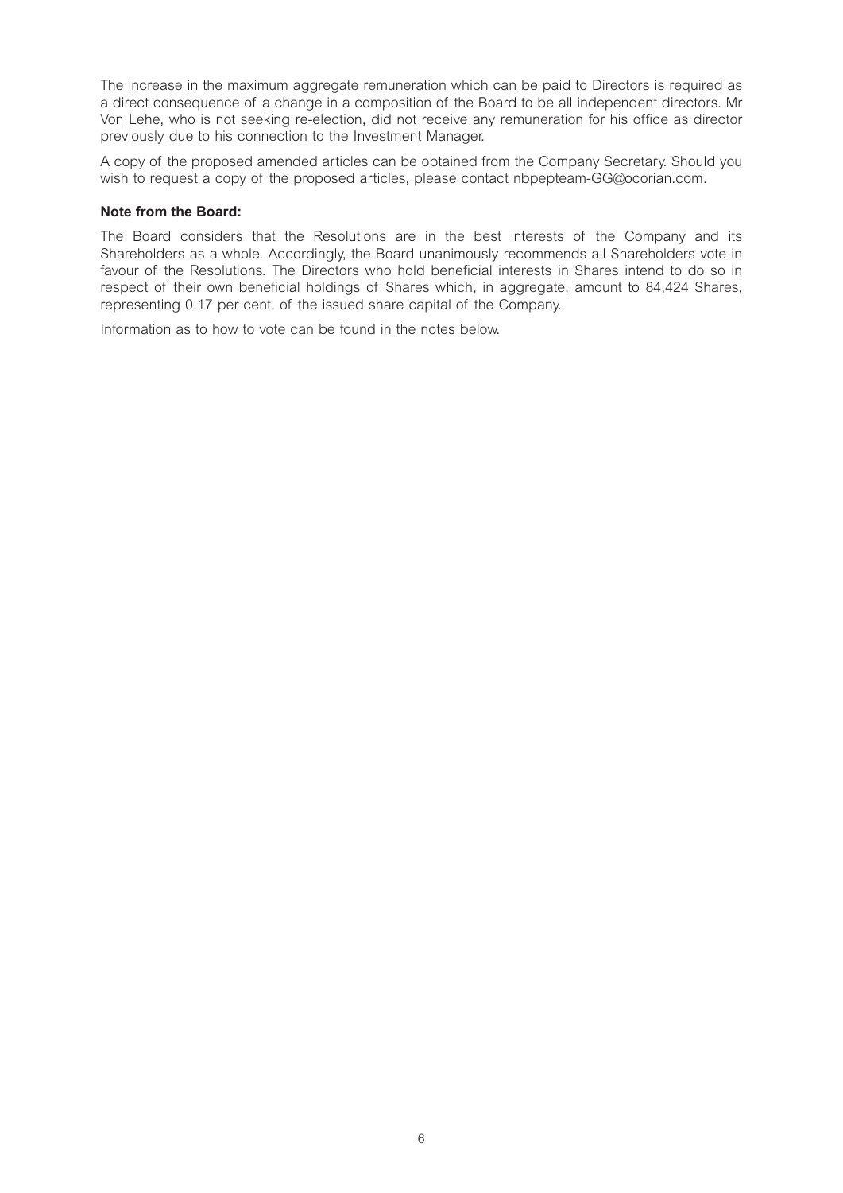The increase in the maximum aggregate remuneration which can be paid to Directors is required as a direct consequence of a change in a composition of the Board to be all independent directors. Mr Von Lehe, who is not seeking re-election, did not receive any remuneration for his office as director previously due to his connection to the Investment Manager.

A copy of the proposed amended articles can be obtained from the Company Secretary. Should you wish to request a copy of the proposed articles, please contact nbpepteam-GG@ocorian.com.

**Note from the Board:**

The Board considers that the Resolutions are in the best interests of the Company and its Shareholders as a whole. Accordingly, the Board unanimously recommends all Shareholders vote in favour of the Resolutions. The Directors who hold beneficial interests in Shares intend to do so in respect of their own beneficial holdings of Shares which, in aggregate, amount to 84,424 Shares, representing 0.17 per cent. of the issued share capital of the Company.

Information as to how to vote can be found in the notes below.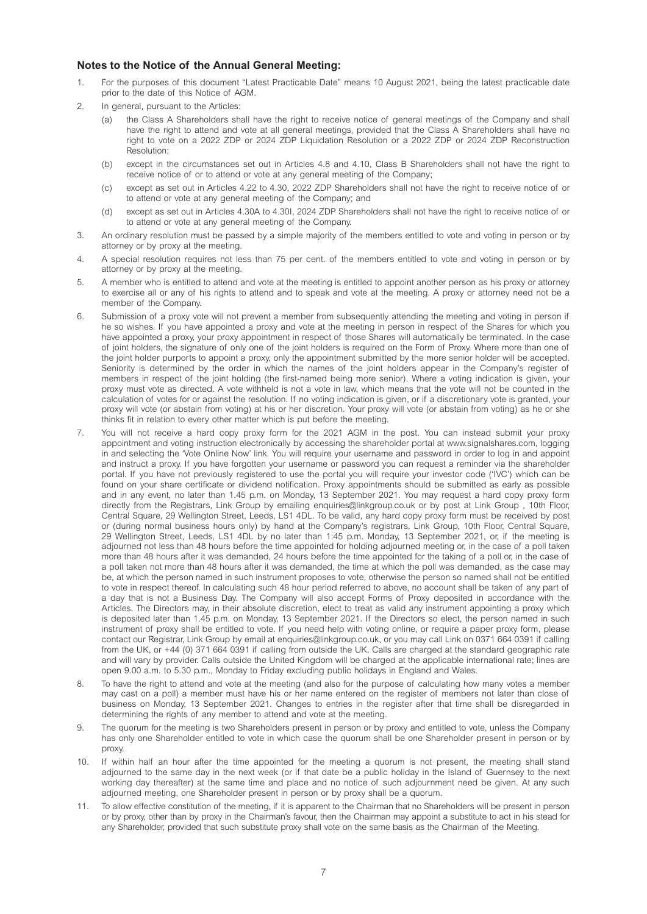### Notes to the Notice of the Annual General Meeting:

1. For the purposes of this document "Latest Practicable Date" means 10 August 2021, being the latest practicable date prior to the date of this Notice of AGM.
2. In general, pursuant to the Articles:
   (a) the Class A Shareholders shall have the right to receive notice of general meetings of the Company and shall have the right to attend and vote at all general meetings, provided that the Class A Shareholders shall have no right to vote on a 2022 ZDP or 2024 ZDP Liquidation Resolution or a 2022 ZDP or 2024 ZDP Reconstruction Resolution;
   (b) except in the circumstances set out in Articles 4.8 and 4.10, Class B Shareholders shall not have the right to receive notice of or to attend or vote at any general meeting of the Company;
   (c) except as set out in Articles 4.22 to 4.30, 2022 ZDP Shareholders shall not have the right to receive notice of or to attend or vote at any general meeting of the Company; and
   (d) except as set out in Articles 4.30A to 4.30I, 2024 ZDP Shareholders shall not have the right to receive notice of or to attend or vote at any general meeting of the Company.
3. An ordinary resolution must be passed by a simple majority of the members entitled to vote and voting in person or by attorney or by proxy at the meeting.
4. A special resolution requires not less than 75 per cent. of the members entitled to vote and voting in person or by attorney or by proxy at the meeting.
5. A member who is entitled to attend and vote at the meeting is entitled to appoint another person as his proxy or attorney to exercise all or any of his rights to attend and to speak and vote at the meeting. A proxy or attorney need not be a member of the Company.
6. Submission of a proxy vote will not prevent a member from subsequently attending the meeting and voting in person if he so wishes. If you have appointed a proxy and vote at the meeting in person in respect of the Shares for which you have appointed a proxy, your proxy appointment in respect of those Shares will automatically be terminated. In the case of joint holders, the signature of only one of the joint holders is required on the Form of Proxy. Where more than one of the joint holder purports to appoint a proxy, only the appointment submitted by the more senior holder will be accepted. Seniority is determined by the order in which the names of the joint holders appear in the Company's register of members in respect of the joint holding (the first-named being more senior). Where a voting indication is given, your proxy must vote as directed. A vote withheld is not a vote in law, which means that the vote will not be counted in the calculation of votes for or against the resolution. If no voting indication is given, or if a discretionary vote is granted, your proxy will vote (or abstain from voting) at his or her discretion. Your proxy will vote (or abstain from voting) as he or she thinks fit in relation to every other matter which is put before the meeting.
7. You will not receive a hard copy proxy form for the 2021 AGM in the post. You can instead submit your proxy appointment and voting instruction electronically by accessing the shareholder portal at www.signalshares.com, logging in and selecting the 'Vote Online Now' link. You will require your username and password in order to log in and appoint and instruct a proxy. If you have forgotten your username or password you can request a reminder via the shareholder portal. If you have not previously registered to use the portal you will require your investor code ('IVC') which can be found on your share certificate or dividend notification. Proxy appointments should be submitted as early as possible and in any event, no later than 1.45 p.m. on Monday, 13 September 2021. You may request a hard copy proxy form directly from the Registrars, Link Group by emailing enquiries@linkgroup.co.uk or by post at Link Group , 10th Floor, Central Square, 29 Wellington Street, Leeds, LS1 4DL. To be valid, any hard copy proxy form must be received by post or (during normal business hours only) by hand at the Company's registrars, Link Group, 10th Floor, Central Square, 29 Wellington Street, Leeds, LS1 4DL by no later than 1:45 p.m. Monday, 13 September 2021, or, if the meeting is adjourned not less than 48 hours before the time appointed for holding adjourned meeting or, in the case of a poll taken more than 48 hours after it was demanded, 24 hours before the time appointed for the taking of a poll or, in the case of a poll taken not more than 48 hours after it was demanded, the time at which the poll was demanded, as the case may be, at which the person named in such instrument proposes to vote, otherwise the person so named shall not be entitled to vote in respect thereof. In calculating such 48 hour period referred to above, no account shall be taken of any part of a day that is not a Business Day. The Company will also accept Forms of Proxy deposited in accordance with the Articles. The Directors may, in their absolute discretion, elect to treat as valid any instrument appointing a proxy which is deposited later than 1.45 p.m. on Monday, 13 September 2021. If the Directors so elect, the person named in such instrument of proxy shall be entitled to vote. If you need help with voting online, or require a paper proxy form, please contact our Registrar, Link Group by email at enquiries@linkgroup.co.uk, or you may call Link on 0371 664 0391 if calling from the UK, or +44 (0) 371 664 0391 if calling from outside the UK. Calls are charged at the standard geographic rate and will vary by provider. Calls outside the United Kingdom will be charged at the applicable international rate; lines are open 9.00 a.m. to 5.30 p.m., Monday to Friday excluding public holidays in England and Wales.
8. To have the right to attend and vote at the meeting (and also for the purpose of calculating how many votes a member may cast on a poll) a member must have his or her name entered on the register of members not later than close of business on Monday, 13 September 2021. Changes to entries in the register after that time shall be disregarded in determining the rights of any member to attend and vote at the meeting.
9. The quorum for the meeting is two Shareholders present in person or by proxy and entitled to vote, unless the Company has only one Shareholder entitled to vote in which case the quorum shall be one Shareholder present in person or by proxy.
10. If within half an hour after the time appointed for the meeting a quorum is not present, the meeting shall stand adjourned to the same day in the next week (or if that date be a public holiday in the Island of Guernsey to the next working day thereafter) at the same time and place and no notice of such adjournment need be given. At any such adjourned meeting, one Shareholder present in person or by proxy shall be a quorum.
11. To allow effective constitution of the meeting, if it is apparent to the Chairman that no Shareholders will be present in person or by proxy, other than by proxy in the Chairman's favour, then the Chairman may appoint a substitute to act in his stead for any Shareholder, provided that such substitute proxy shall vote on the same basis as the Chairman of the Meeting.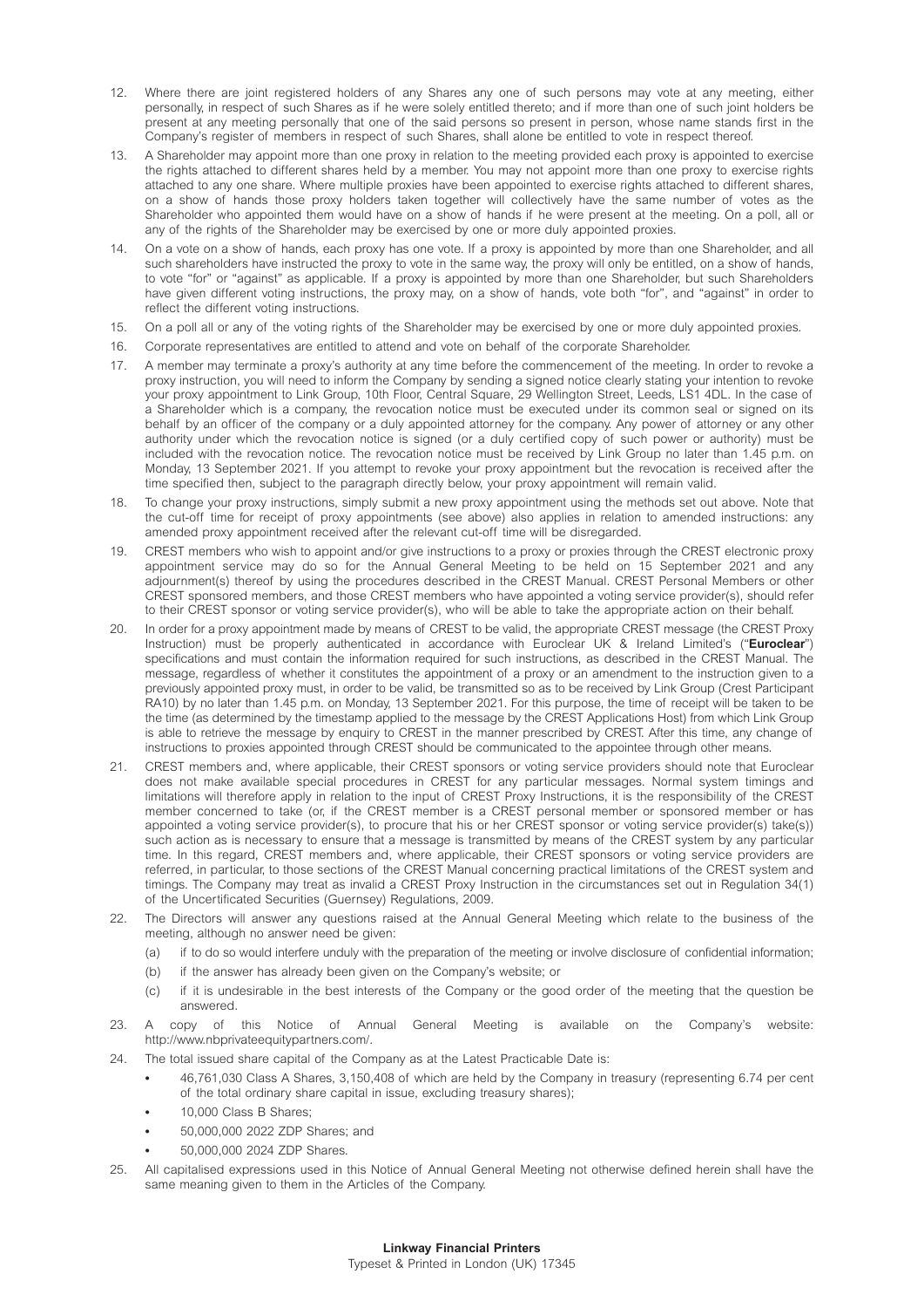12. Where there are joint registered holders of any Shares any one of such persons may vote at any meeting, either personally, in respect of such Shares as if he were solely entitled thereto; and if more than one of such joint holders be present at any meeting personally that one of the said persons so present in person, whose name stands first in the Company's register of members in respect of such Shares, shall alone be entitled to vote in respect thereof.
13. A Shareholder may appoint more than one proxy in relation to the meeting provided each proxy is appointed to exercise the rights attached to different shares held by a member. You may not appoint more than one proxy to exercise rights attached to any one share. Where multiple proxies have been appointed to exercise rights attached to different shares, on a show of hands those proxy holders taken together will collectively have the same number of votes as the Shareholder who appointed them would have on a show of hands if he were present at the meeting. On a poll, all or any of the rights of the Shareholder may be exercised by one or more duly appointed proxies.
14. On a vote on a show of hands, each proxy has one vote. If a proxy is appointed by more than one Shareholder, and all such shareholders have instructed the proxy to vote in the same way, the proxy will only be entitled, on a show of hands, to vote "for" or "against" as applicable. If a proxy is appointed by more than one Shareholder, but such Shareholders have given different voting instructions, the proxy may, on a show of hands, vote both "for", and "against" in order to reflect the different voting instructions.
15. On a poll all or any of the voting rights of the Shareholder may be exercised by one or more duly appointed proxies.
16. Corporate representatives are entitled to attend and vote on behalf of the corporate Shareholder.
17. A member may terminate a proxy's authority at any time before the commencement of the meeting. In order to revoke a proxy instruction, you will need to inform the Company by sending a signed notice clearly stating your intention to revoke your proxy appointment to Link Group, 10th Floor, Central Square, 29 Wellington Street, Leeds, LS1 4DL. In the case of a Shareholder which is a company, the revocation notice must be executed under its common seal or signed on its behalf by an officer of the company or a duly appointed attorney for the company. Any power of attorney or any other authority under which the revocation notice is signed (or a duly certified copy of such power or authority) must be included with the revocation notice. The revocation notice must be received by Link Group no later than 1.45 p.m. on Monday, 13 September 2021. If you attempt to revoke your proxy appointment but the revocation is received after the time specified then, subject to the paragraph directly below, your proxy appointment will remain valid.
18. To change your proxy instructions, simply submit a new proxy appointment using the methods set out above. Note that the cut-off time for receipt of proxy appointments (see above) also applies in relation to amended instructions: any amended proxy appointment received after the relevant cut-off time will be disregarded.
19. CREST members who wish to appoint and/or give instructions to a proxy or proxies through the CREST electronic proxy appointment service may do so for the Annual General Meeting to be held on 15 September 2021 and any adjournment(s) thereof by using the procedures described in the CREST Manual. CREST Personal Members or other CREST sponsored members, and those CREST members who have appointed a voting service provider(s), should refer to their CREST sponsor or voting service provider(s), who will be able to take the appropriate action on their behalf.
20. In order for a proxy appointment made by means of CREST to be valid, the appropriate CREST message (the CREST Proxy Instruction) must be properly authenticated in accordance with Euroclear UK & Ireland Limited's ("**Euroclear**") specifications and must contain the information required for such instructions, as described in the CREST Manual. The message, regardless of whether it constitutes the appointment of a proxy or an amendment to the instruction given to a previously appointed proxy must, in order to be valid, be transmitted so as to be received by Link Group (Crest Participant RA10) by no later than 1.45 p.m. on Monday, 13 September 2021. For this purpose, the time of receipt will be taken to be the time (as determined by the timestamp applied to the message by the CREST Applications Host) from which Link Group is able to retrieve the message by enquiry to CREST in the manner prescribed by CREST. After this time, any change of instructions to proxies appointed through CREST should be communicated to the appointee through other means.
21. CREST members and, where applicable, their CREST sponsors or voting service providers should note that Euroclear does not make available special procedures in CREST for any particular messages. Normal system timings and limitations will therefore apply in relation to the input of CREST Proxy Instructions, it is the responsibility of the CREST member concerned to take (or, if the CREST member is a CREST personal member or sponsored member or has appointed a voting service provider(s), to procure that his or her CREST sponsor or voting service provider(s) take(s)) such action as is necessary to ensure that a message is transmitted by means of the CREST system by any particular time. In this regard, CREST members and, where applicable, their CREST sponsors or voting service providers are referred, in particular, to those sections of the CREST Manual concerning practical limitations of the CREST system and timings. The Company may treat as invalid a CREST Proxy Instruction in the circumstances set out in Regulation 34(1) of the Uncertificated Securities (Guernsey) Regulations, 2009.
22. The Directors will answer any questions raised at the Annual General Meeting which relate to the business of the meeting, although no answer need be given:
    (a) if to do so would interfere unduly with the preparation of the meeting or involve disclosure of confidential information;
    (b) if the answer has already been given on the Company's website; or
    (c) if it is undesirable in the best interests of the Company or the good order of the meeting that the question be answered.
23. A copy of this Notice of Annual General Meeting is available on the Company's website: http://www.nbprivateequitypartners.com/.
24. The total issued share capital of the Company as at the Latest Practicable Date is:
    - 46,761,030 Class A Shares, 3,150,408 of which are held by the Company in treasury (representing 6.74 per cent of the total ordinary share capital in issue, excluding treasury shares);
    - 10,000 Class B Shares;
    - 50,000,000 2022 ZDP Shares; and
    - 50,000,000 2024 ZDP Shares.
25. All capitalised expressions used in this Notice of Annual General Meeting not otherwise defined herein shall have the same meaning given to them in the Articles of the Company.

**Linkway Financial Printers**
Typeset & Printed in London (UK) 17345